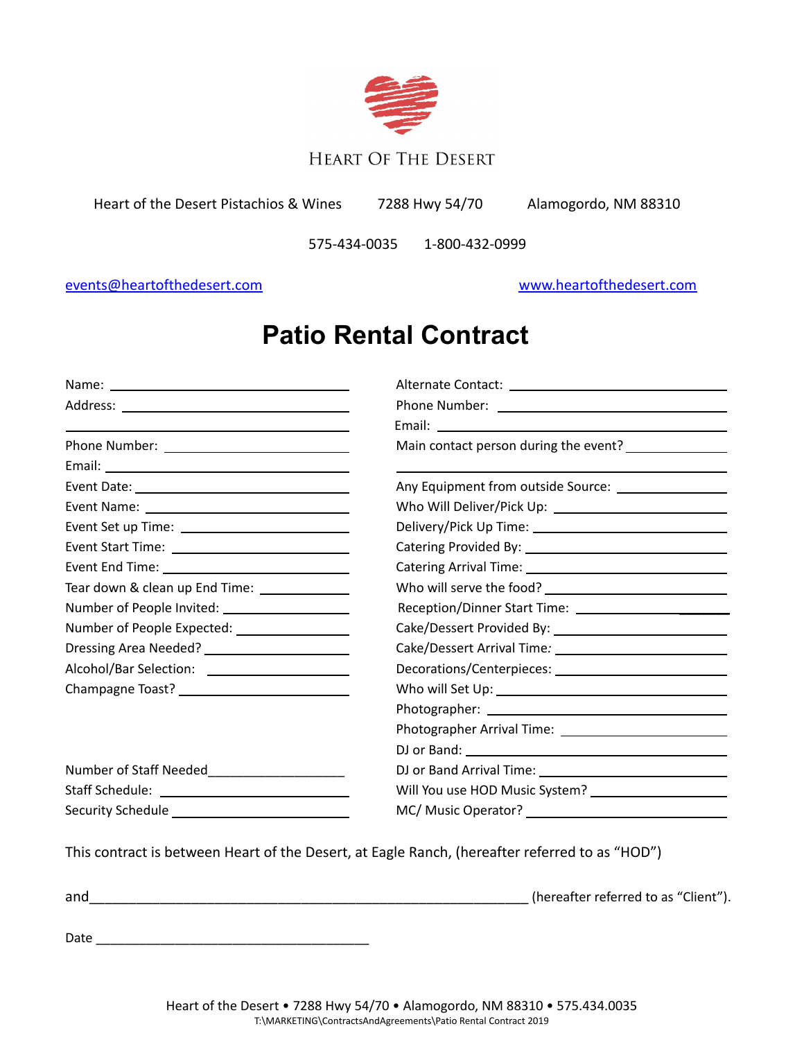HEART OF THE DESERT

Heart of the Desert Pistachios & Wines 7288 Hwy 54/70 Alamogordo, NM 88310

575-434-0035 1-800-432-0999

events@heartofthedesert.com www.heartofthedesert.com

# Patio Rental Contract

Name: ______________________

Address: ______________________

______________________

Phone Number: ______________________

Email: ______________________

Event Date: ______________________

Event Name: ______________________

Event Set up Time: ______________________

Event Start Time: ______________________

Event End Time: ______________________

Tear down & clean up End Time: ______________________

Number of People Invited: ______________________

Number of People Expected: ______________________

Dressing Area Needed? ______________________

Alcohol/Bar Selection: ______________________

Champagne Toast? ______________________

Number of Staff Needed______________________

Staff Schedule: ______________________

Security Schedule ______________________

Alternate Contact: ______________________

Phone Number: ______________________

Email: ______________________

Main contact person during the event? ______________________

______________________

Any Equipment from outside Source: ______________________

Who Will Deliver/Pick Up: ______________________

Delivery/Pick Up Time: ______________________

Catering Provided By: ______________________

Catering Arrival Time: ______________________

Who will serve the food? ______________________

Reception/Dinner Start Time: ______________________

Cake/Dessert Provided By: ______________________

Cake/Dessert Arrival Time: ______________________

Decorations/Centerpieces: ______________________

Who will Set Up: ______________________

Photographer: ______________________

Photographer Arrival Time: ______________________

DJ or Band: ______________________

DJ or Band Arrival Time: ______________________

Will You use HOD Music System? ______________________

MC/ Music Operator? ______________________

This contract is between Heart of the Desert, at Eagle Ranch, (hereafter referred to as "HOD")

and______________________________________________________________ (hereafter referred to as "Client").

Date ______________________________________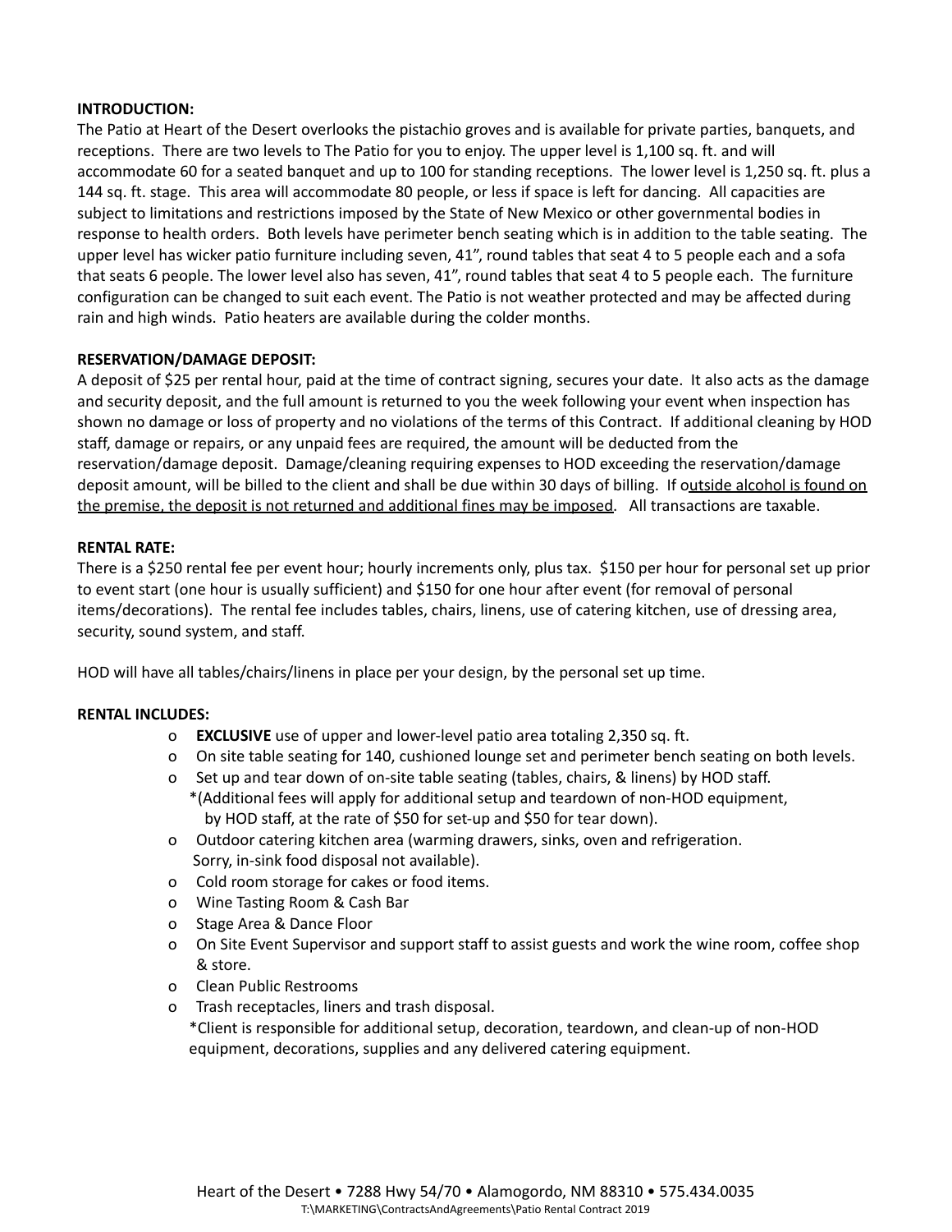**INTRODUCTION:**

The Patio at Heart of the Desert overlooks the pistachio groves and is available for private parties, banquets, and receptions. There are two levels to The Patio for you to enjoy. The upper level is 1,100 sq. ft. and will accommodate 60 for a seated banquet and up to 100 for standing receptions. The lower level is 1,250 sq. ft. plus a 144 sq. ft. stage. This area will accommodate 80 people, or less if space is left for dancing. All capacities are subject to limitations and restrictions imposed by the State of New Mexico or other governmental bodies in response to health orders. Both levels have perimeter bench seating which is in addition to the table seating. The upper level has wicker patio furniture including seven, 41", round tables that seat 4 to 5 people each and a sofa that seats 6 people. The lower level also has seven, 41", round tables that seat 4 to 5 people each. The furniture configuration can be changed to suit each event. The Patio is not weather protected and may be affected during rain and high winds. Patio heaters are available during the colder months.

**RESERVATION/DAMAGE DEPOSIT:**

A deposit of $25 per rental hour, paid at the time of contract signing, secures your date. It also acts as the damage and security deposit, and the full amount is returned to you the week following your event when inspection has shown no damage or loss of property and no violations of the terms of this Contract. If additional cleaning by HOD staff, damage or repairs, or any unpaid fees are required, the amount will be deducted from the reservation/damage deposit. Damage/cleaning requiring expenses to HOD exceeding the reservation/damage deposit amount, will be billed to the client and shall be due within 30 days of billing. If <u>outside alcohol is found on the premise, the deposit is not returned and additional fines may be imposed</u>. All transactions are taxable.

**RENTAL RATE:**

There is a $250 rental fee per event hour; hourly increments only, plus tax. $150 per hour for personal set up prior to event start (one hour is usually sufficient) and $150 for one hour after event (for removal of personal items/decorations). The rental fee includes tables, chairs, linens, use of catering kitchen, use of dressing area, security, sound system, and staff.

HOD will have all tables/chairs/linens in place per your design, by the personal set up time.

**RENTAL INCLUDES:**

- **EXCLUSIVE** use of upper and lower-level patio area totaling 2,350 sq. ft.
- On site table seating for 140, cushioned lounge set and perimeter bench seating on both levels.
- Set up and tear down of on-site table seating (tables, chairs, & linens) by HOD staff.
  *(Additional fees will apply for additional setup and teardown of non-HOD equipment, by HOD staff, at the rate of $50 for set-up and $50 for tear down).
- Outdoor catering kitchen area (warming drawers, sinks, oven and refrigeration. Sorry, in-sink food disposal not available).
- Cold room storage for cakes or food items.
- Wine Tasting Room & Cash Bar
- Stage Area & Dance Floor
- On Site Event Supervisor and support staff to assist guests and work the wine room, coffee shop & store.
- Clean Public Restrooms
- Trash receptacles, liners and trash disposal.
  *Client is responsible for additional setup, decoration, teardown, and clean-up of non-HOD equipment, decorations, supplies and any delivered catering equipment.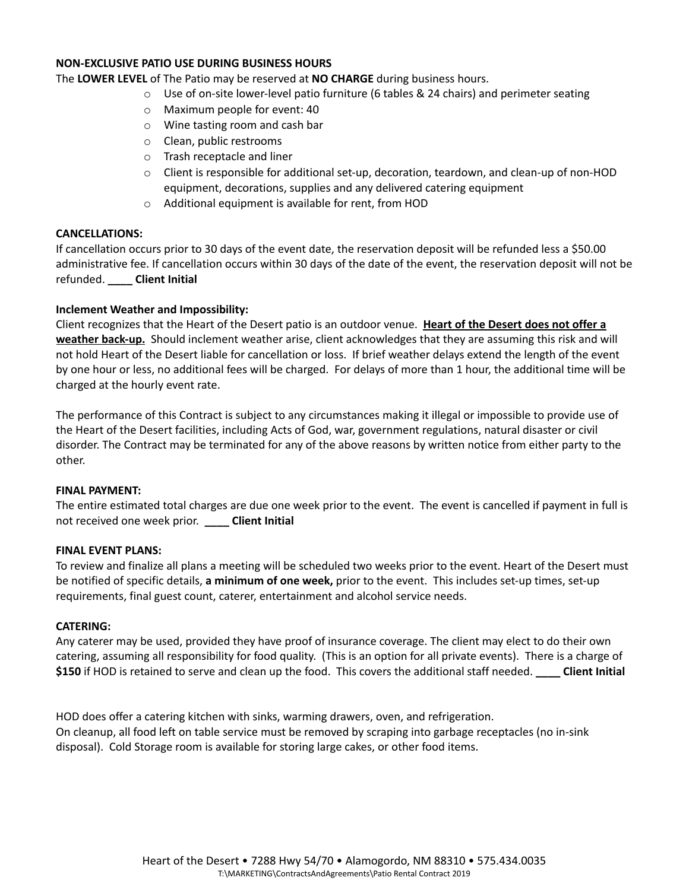**NON-EXCLUSIVE PATIO USE DURING BUSINESS HOURS**

The **LOWER LEVEL** of The Patio may be reserved at **NO CHARGE** during business hours.

- Use of on-site lower-level patio furniture (6 tables & 24 chairs) and perimeter seating
- Maximum people for event: 40
- Wine tasting room and cash bar
- Clean, public restrooms
- Trash receptacle and liner
- Client is responsible for additional set-up, decoration, teardown, and clean-up of non-HOD equipment, decorations, supplies and any delivered catering equipment
- Additional equipment is available for rent, from HOD

**CANCELLATIONS:**

If cancellation occurs prior to 30 days of the event date, the reservation deposit will be refunded less a $50.00 administrative fee. If cancellation occurs within 30 days of the date of the event, the reservation deposit will not be refunded. **____ Client Initial**

**Inclement Weather and Impossibility:**

Client recognizes that the Heart of the Desert patio is an outdoor venue. **Heart of the Desert does not offer a weather back-up.** Should inclement weather arise, client acknowledges that they are assuming this risk and will not hold Heart of the Desert liable for cancellation or loss. If brief weather delays extend the length of the event by one hour or less, no additional fees will be charged. For delays of more than 1 hour, the additional time will be charged at the hourly event rate.

The performance of this Contract is subject to any circumstances making it illegal or impossible to provide use of the Heart of the Desert facilities, including Acts of God, war, government regulations, natural disaster or civil disorder. The Contract may be terminated for any of the above reasons by written notice from either party to the other.

**FINAL PAYMENT:**

The entire estimated total charges are due one week prior to the event. The event is cancelled if payment in full is not received one week prior. **____ Client Initial**

**FINAL EVENT PLANS:**

To review and finalize all plans a meeting will be scheduled two weeks prior to the event. Heart of the Desert must be notified of specific details, **a minimum of one week,** prior to the event. This includes set-up times, set-up requirements, final guest count, caterer, entertainment and alcohol service needs.

**CATERING:**

Any caterer may be used, provided they have proof of insurance coverage. The client may elect to do their own catering, assuming all responsibility for food quality. (This is an option for all private events). There is a charge of **$150** if HOD is retained to serve and clean up the food. This covers the additional staff needed. **____ Client Initial**

HOD does offer a catering kitchen with sinks, warming drawers, oven, and refrigeration.
On cleanup, all food left on table service must be removed by scraping into garbage receptacles (no in-sink disposal). Cold Storage room is available for storing large cakes, or other food items.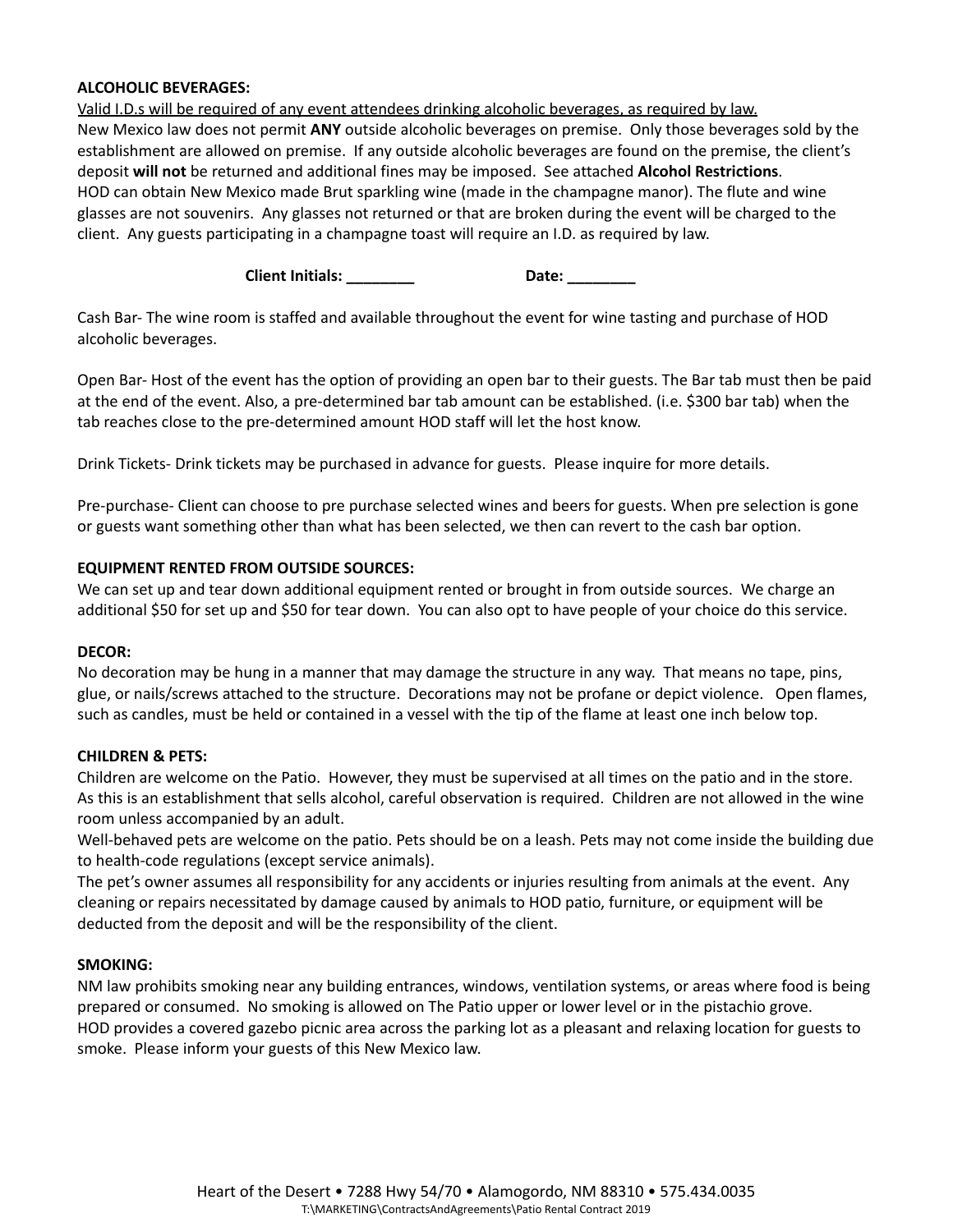**ALCOHOLIC BEVERAGES:**

<u>Valid I.D.s will be required of any event attendees drinking alcoholic beverages, as required by law.</u>
New Mexico law does not permit **ANY** outside alcoholic beverages on premise. Only those beverages sold by the establishment are allowed on premise. If any outside alcoholic beverages are found on the premise, the client's deposit **will not** be returned and additional fines may be imposed. See attached **Alcohol Restrictions**.
HOD can obtain New Mexico made Brut sparkling wine (made in the champagne manor). The flute and wine glasses are not souvenirs. Any glasses not returned or that are broken during the event will be charged to the client. Any guests participating in a champagne toast will require an I.D. as required by law.

**Client Initials: ________ Date: ________**

Cash Bar- The wine room is staffed and available throughout the event for wine tasting and purchase of HOD alcoholic beverages.

Open Bar- Host of the event has the option of providing an open bar to their guests. The Bar tab must then be paid at the end of the event. Also, a pre-determined bar tab amount can be established. (i.e. $300 bar tab) when the tab reaches close to the pre-determined amount HOD staff will let the host know.

Drink Tickets- Drink tickets may be purchased in advance for guests. Please inquire for more details.

Pre-purchase- Client can choose to pre purchase selected wines and beers for guests. When pre selection is gone or guests want something other than what has been selected, we then can revert to the cash bar option.

**EQUIPMENT RENTED FROM OUTSIDE SOURCES:**

We can set up and tear down additional equipment rented or brought in from outside sources. We charge an additional $50 for set up and $50 for tear down. You can also opt to have people of your choice do this service.

**DECOR:**

No decoration may be hung in a manner that may damage the structure in any way. That means no tape, pins, glue, or nails/screws attached to the structure. Decorations may not be profane or depict violence. Open flames, such as candles, must be held or contained in a vessel with the tip of the flame at least one inch below top.

**CHILDREN & PETS:**

Children are welcome on the Patio. However, they must be supervised at all times on the patio and in the store. As this is an establishment that sells alcohol, careful observation is required. Children are not allowed in the wine room unless accompanied by an adult.
Well-behaved pets are welcome on the patio. Pets should be on a leash. Pets may not come inside the building due to health-code regulations (except service animals).
The pet's owner assumes all responsibility for any accidents or injuries resulting from animals at the event. Any cleaning or repairs necessitated by damage caused by animals to HOD patio, furniture, or equipment will be deducted from the deposit and will be the responsibility of the client.

**SMOKING:**

NM law prohibits smoking near any building entrances, windows, ventilation systems, or areas where food is being prepared or consumed. No smoking is allowed on The Patio upper or lower level or in the pistachio grove.
HOD provides a covered gazebo picnic area across the parking lot as a pleasant and relaxing location for guests to smoke. Please inform your guests of this New Mexico law.

Heart of the Desert • 7288 Hwy 54/70 • Alamogordo, NM 88310 • 575.434.0035
T:\MARKETING\ContractsAndAgreements\Patio Rental Contract 2019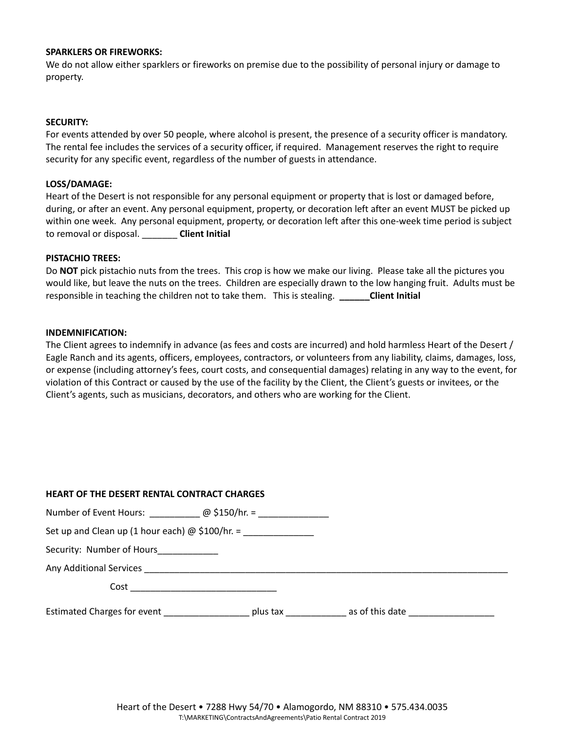**SPARKLERS OR FIREWORKS:**
We do not allow either sparklers or fireworks on premise due to the possibility of personal injury or damage to property.

**SECURITY:**
For events attended by over 50 people, where alcohol is present, the presence of a security officer is mandatory. The rental fee includes the services of a security officer, if required. Management reserves the right to require security for any specific event, regardless of the number of guests in attendance.

**LOSS/DAMAGE:**
Heart of the Desert is not responsible for any personal equipment or property that is lost or damaged before, during, or after an event. Any personal equipment, property, or decoration left after an event MUST be picked up within one week. Any personal equipment, property, or decoration left after this one-week time period is subject to removal or disposal. _______ **Client Initial**

**PISTACHIO TREES:**
Do **NOT** pick pistachio nuts from the trees. This crop is how we make our living. Please take all the pictures you would like, but leave the nuts on the trees. Children are especially drawn to the low hanging fruit. Adults must be responsible in teaching the children not to take them. This is stealing. **______Client Initial**

**INDEMNIFICATION:**
The Client agrees to indemnify in advance (as fees and costs are incurred) and hold harmless Heart of the Desert / Eagle Ranch and its agents, officers, employees, contractors, or volunteers from any liability, claims, damages, loss, or expense (including attorney's fees, court costs, and consequential damages) relating in any way to the event, for violation of this Contract or caused by the use of the facility by the Client, the Client's guests or invitees, or the Client's agents, such as musicians, decorators, and others who are working for the Client.

**HEART OF THE DESERT RENTAL CONTRACT CHARGES**

Number of Event Hours: __________ @ $150/hr. = ______________

Set up and Clean up (1 hour each) @ $100/hr. = ______________

Security: Number of Hours____________

Any Additional Services ______________________________________________________________________________

Cost _____________________________

Estimated Charges for event _________________ plus tax ____________ as of this date _________________

Heart of the Desert • 7288 Hwy 54/70 • Alamogordo, NM 88310 • 575.434.0035
T:\MARKETING\ContractsAndAgreements\Patio Rental Contract 2019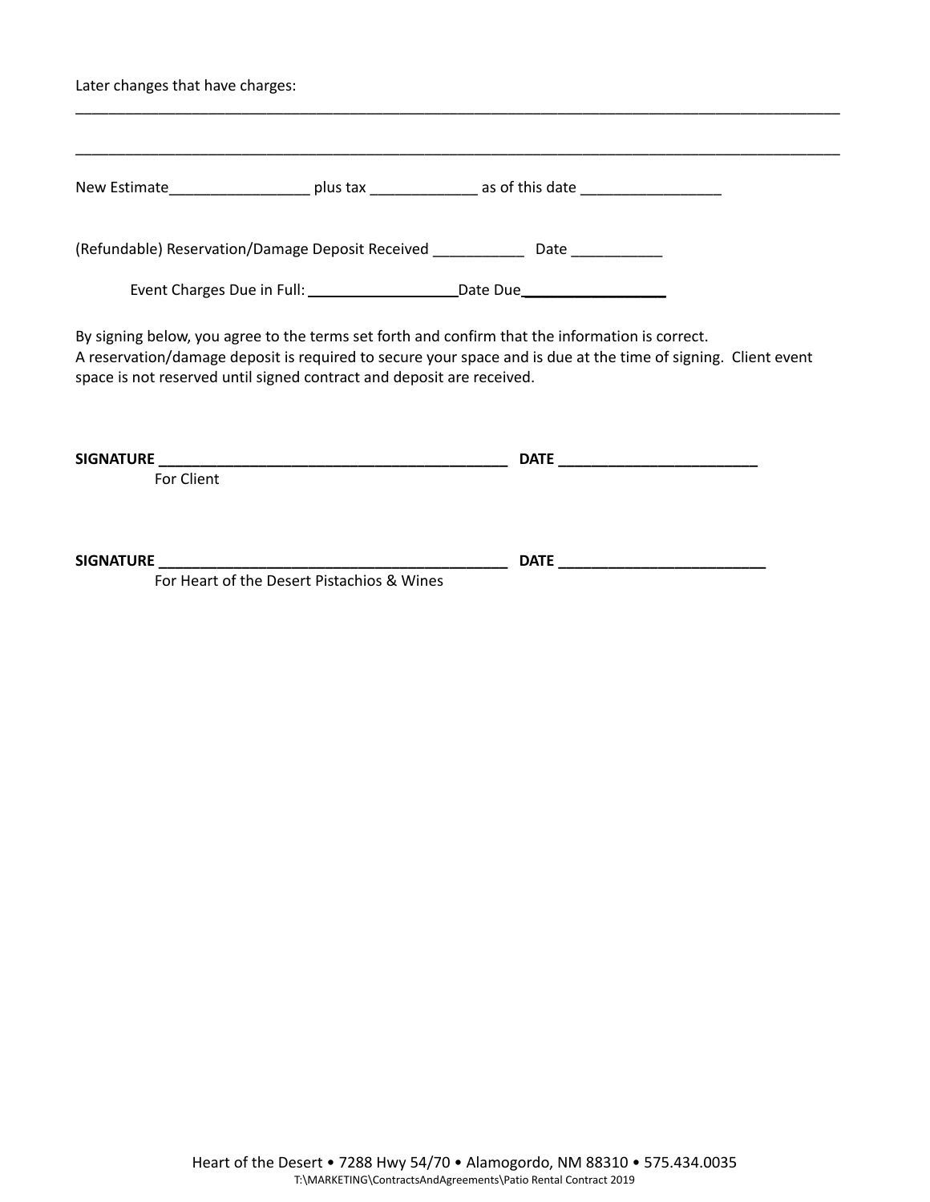Later changes that have charges:

______________________________________________________________________________________________

______________________________________________________________________________________________

New Estimate_________________ plus tax _____________ as of this date _________________

(Refundable) Reservation/Damage Deposit Received ___________ Date ___________

Event Charges Due in Full: ___________________ Date Due_________________

By signing below, you agree to the terms set forth and confirm that the information is correct.
A reservation/damage deposit is required to secure your space and is due at the time of signing. Client event space is not reserved until signed contract and deposit are received.

**SIGNATURE \_\_\_\_\_\_\_\_\_\_\_\_\_\_\_\_\_\_\_\_\_\_\_\_\_\_\_\_\_\_\_\_\_\_\_\_\_\_\_\_\_\_ DATE \_\_\_\_\_\_\_\_\_\_\_\_\_\_\_\_\_\_\_\_\_\_\_\_**
For Client

**SIGNATURE \_\_\_\_\_\_\_\_\_\_\_\_\_\_\_\_\_\_\_\_\_\_\_\_\_\_\_\_\_\_\_\_\_\_\_\_\_\_\_\_\_\_ DATE \_\_\_\_\_\_\_\_\_\_\_\_\_\_\_\_\_\_\_\_\_\_\_\_\_**
For Heart of the Desert Pistachios & Wines

Heart of the Desert • 7288 Hwy 54/70 • Alamogordo, NM 88310 • 575.434.0035
T:\MARKETING\ContractsAndAgreements\Patio Rental Contract 2019